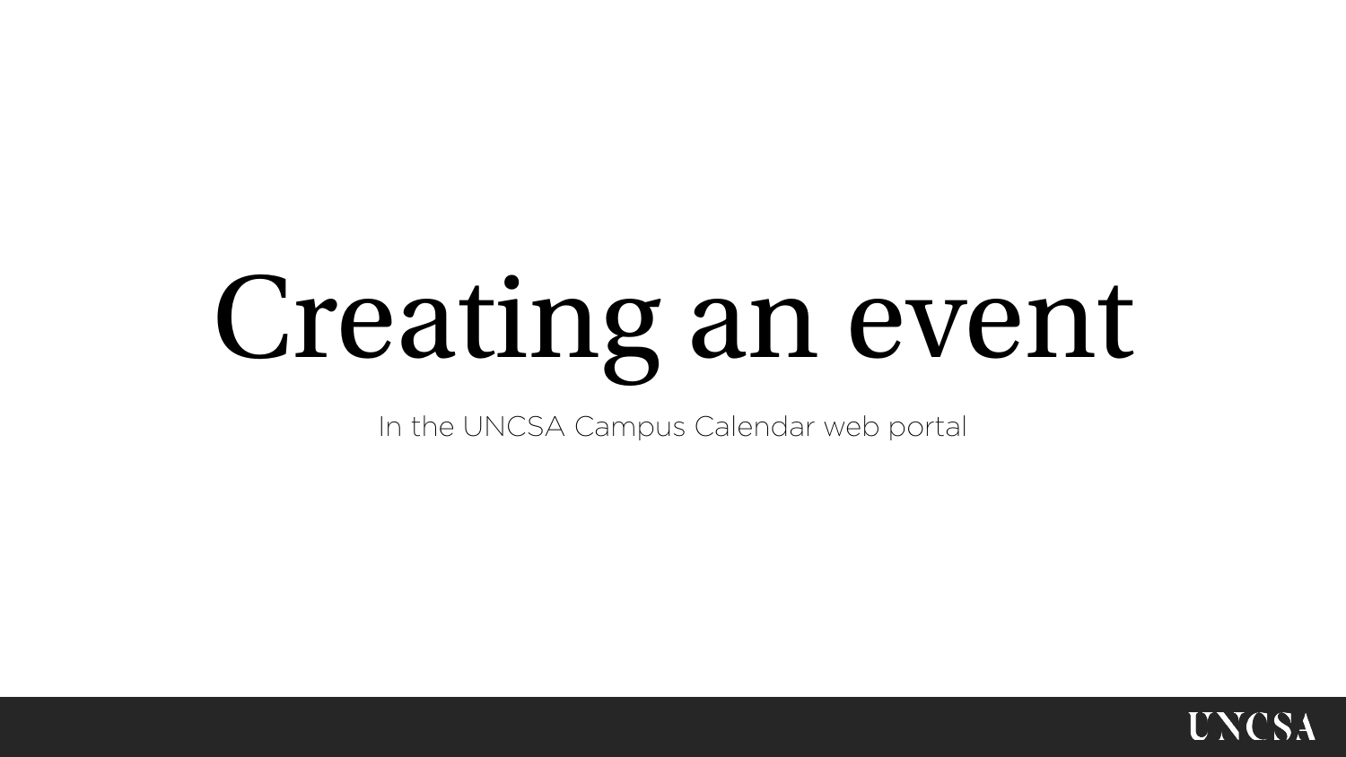# Creating an event

In the UNCSA Campus Calendar web portal

UNCSA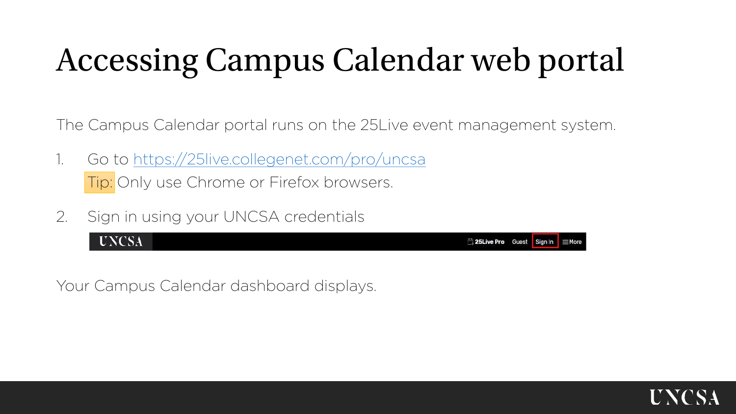# Accessing Campus Calendar web portal

The Campus Calendar portal runs on the 25Live event management system.

1. Go to https://25live.collegenet.com/pro/uncsa
   Tip: Only use Chrome or Firefox browsers.

2. Sign in using your UNCSA credentials

Your Campus Calendar dashboard displays.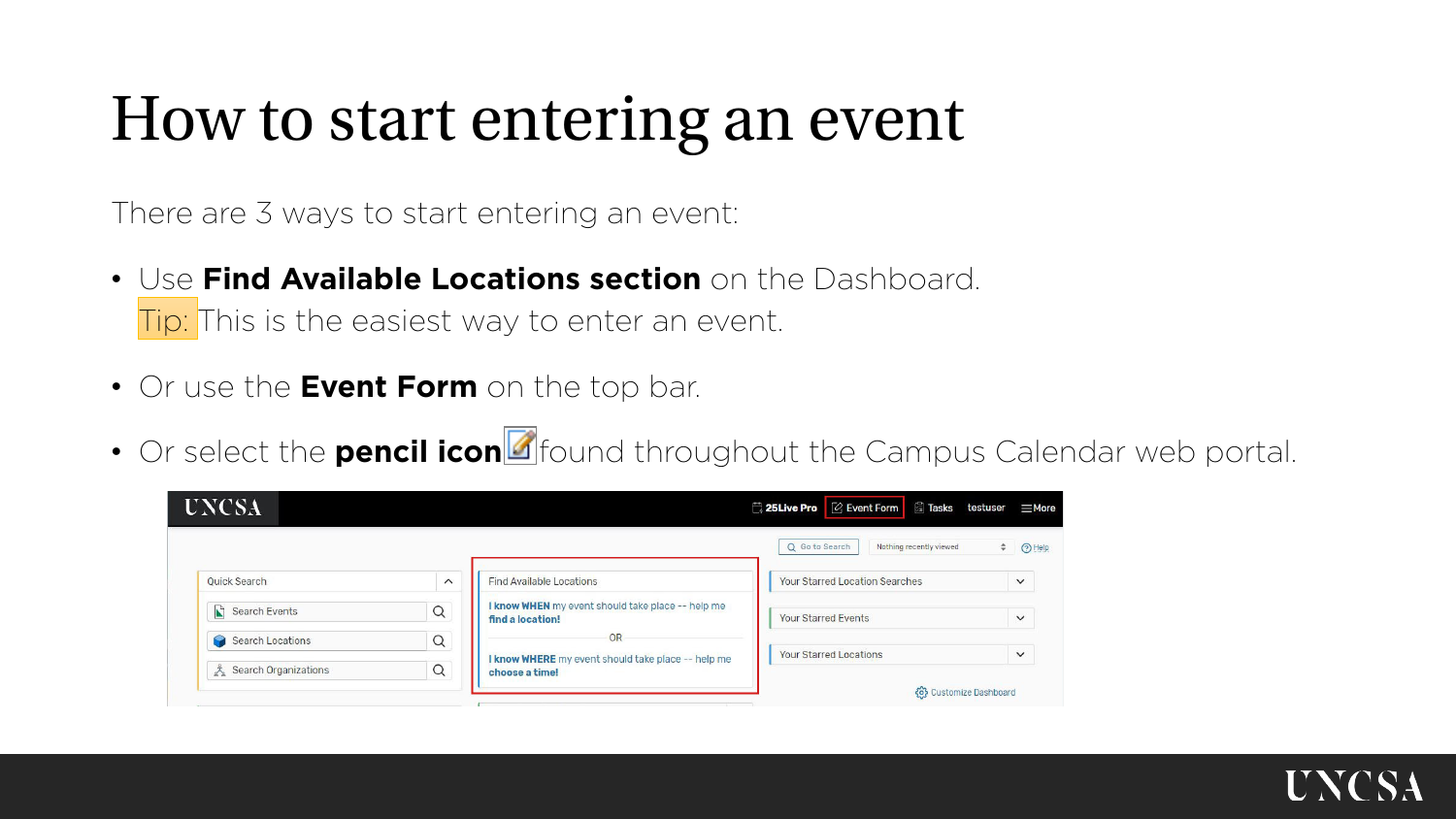# How to start entering an event

There are 3 ways to start entering an event:

- Use **Find Available Locations section** on the Dashboard.
  Tip: This is the easiest way to enter an event.
- Or use the **Event Form** on the top bar.
- Or select the **pencil icon** found throughout the Campus Calendar web portal.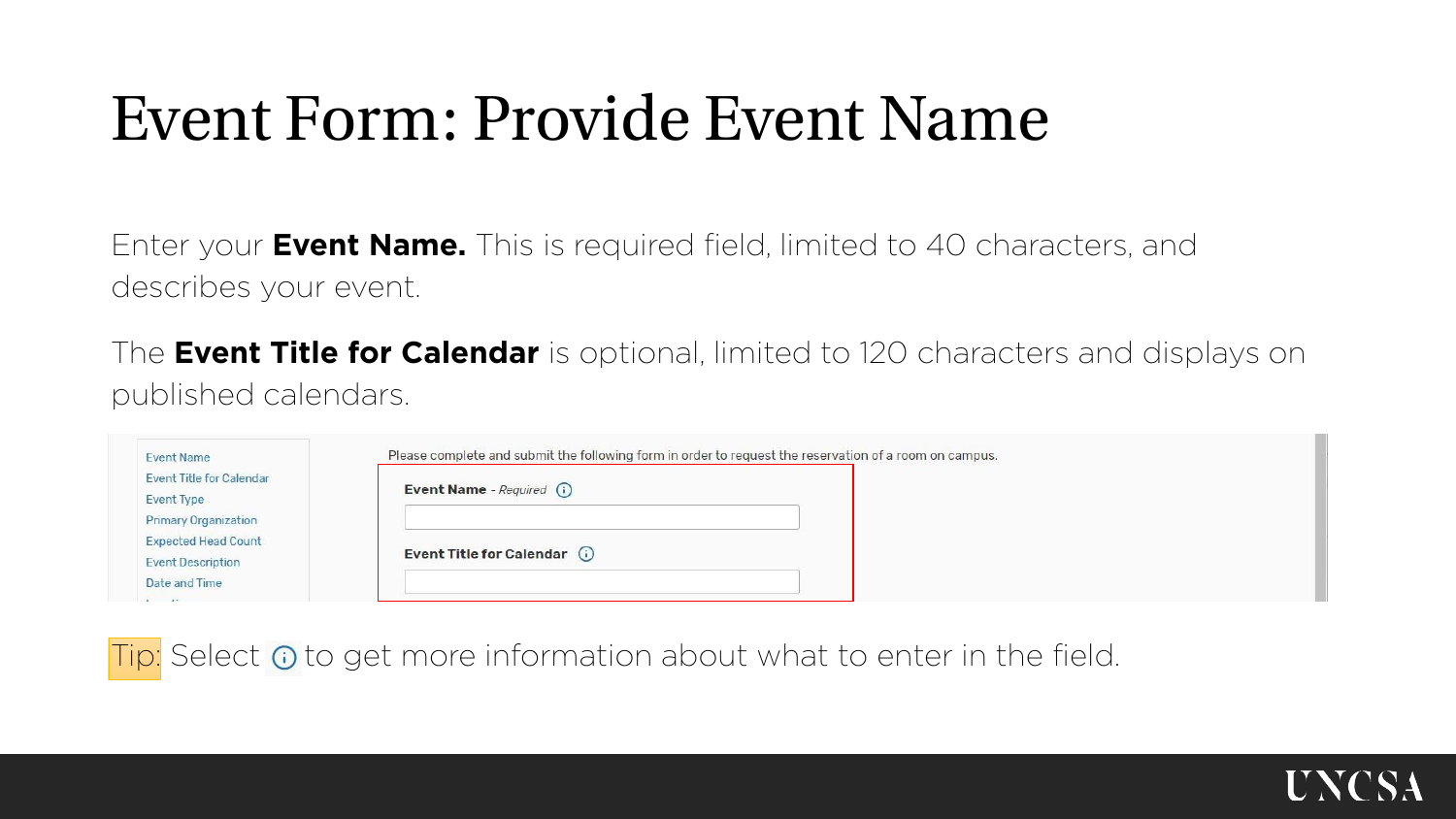# Event Form: Provide Event Name

Enter your **Event Name.** This is required field, limited to 40 characters, and describes your event.

The **Event Title for Calendar** is optional, limited to 120 characters and displays on published calendars.

Event Name
Event Title for Calendar
Event Type
Primary Organization
Expected Head Count
Event Description
Date and Time

Please complete and submit the following form in order to request the reservation of a room on campus.

**Event Name** - *Required* ⓘ

**Event Title for Calendar** ⓘ

Tip: Select ⓘ to get more information about what to enter in the field.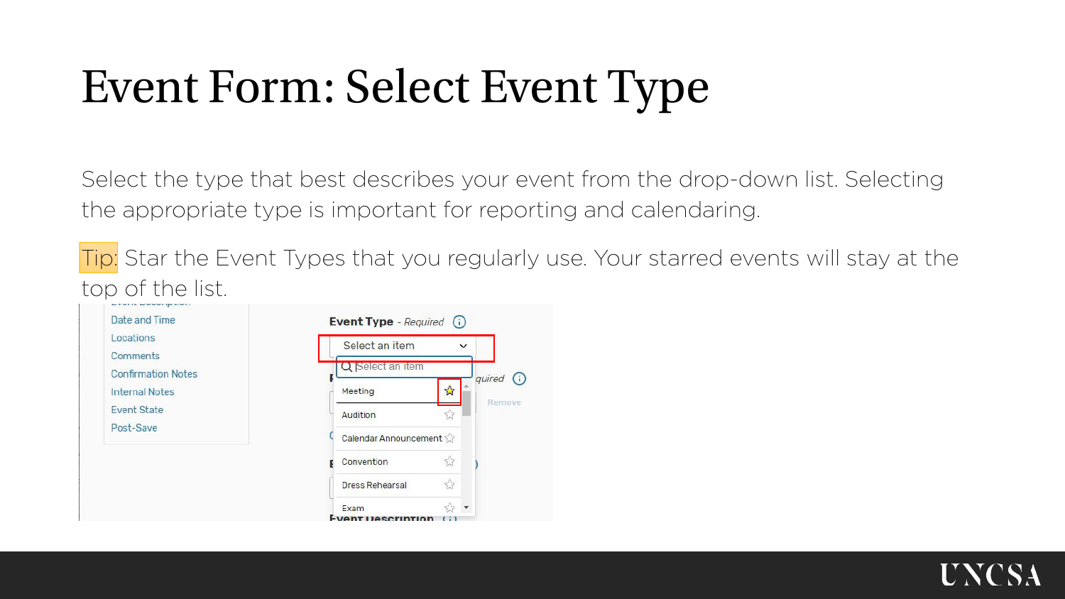# Event Form: Select Event Type

Select the type that best describes your event from the drop-down list. Selecting the appropriate type is important for reporting and calendaring.

Tip: Star the Event Types that you regularly use. Your starred events will stay at the top of the list.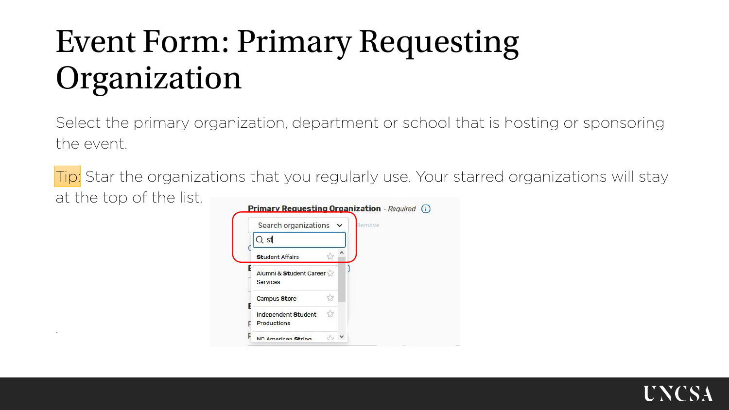# Event Form: Primary Requesting Organization

Select the primary organization, department or school that is hosting or sponsoring the event.

Tip: Star the organizations that you regularly use. Your starred organizations will stay at the top of the list.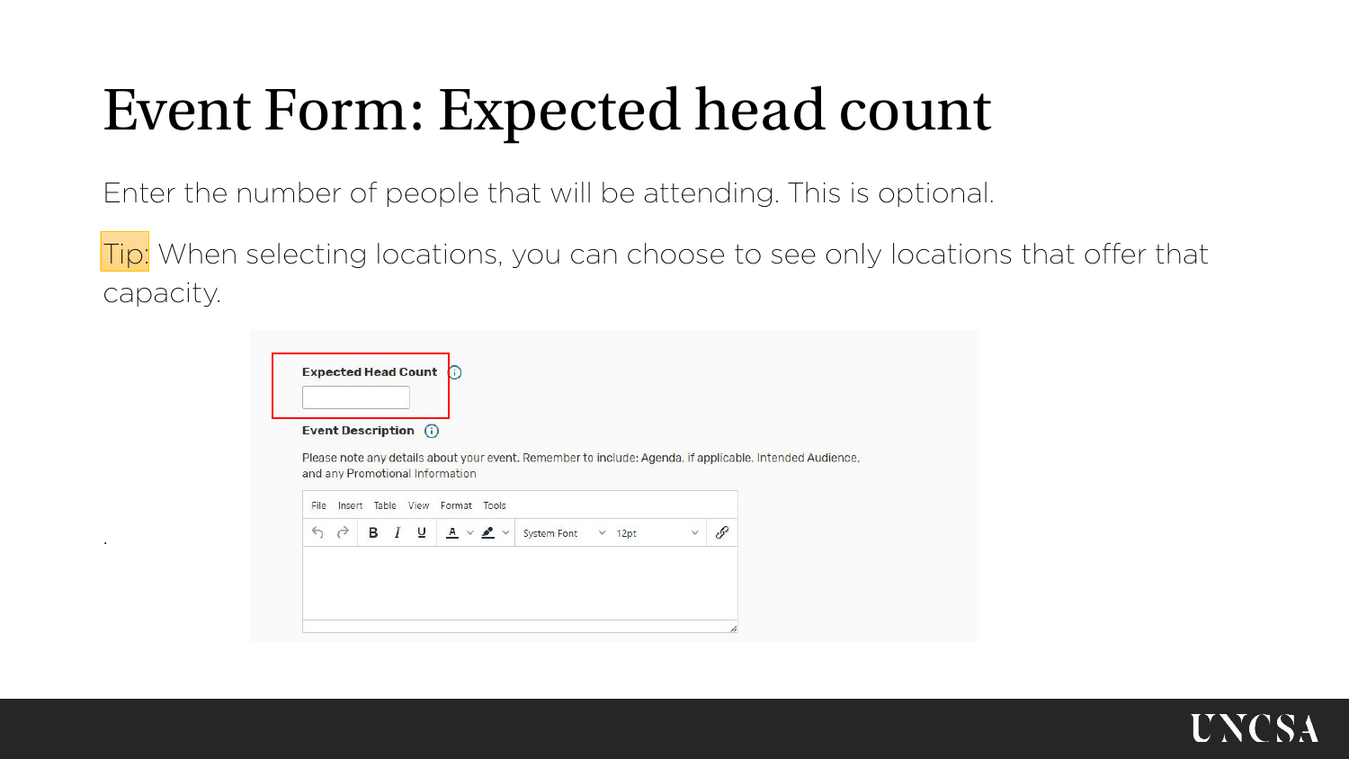# Event Form: Expected head count

Enter the number of people that will be attending. This is optional.

Tip: When selecting locations, you can choose to see only locations that offer that capacity.

**Expected Head Count**

**Event Description**

Please note any details about your event. Remember to include: Agenda, if applicable, Intended Audience, and any Promotional Information

File Insert Table View Format Tools

System Font 12pt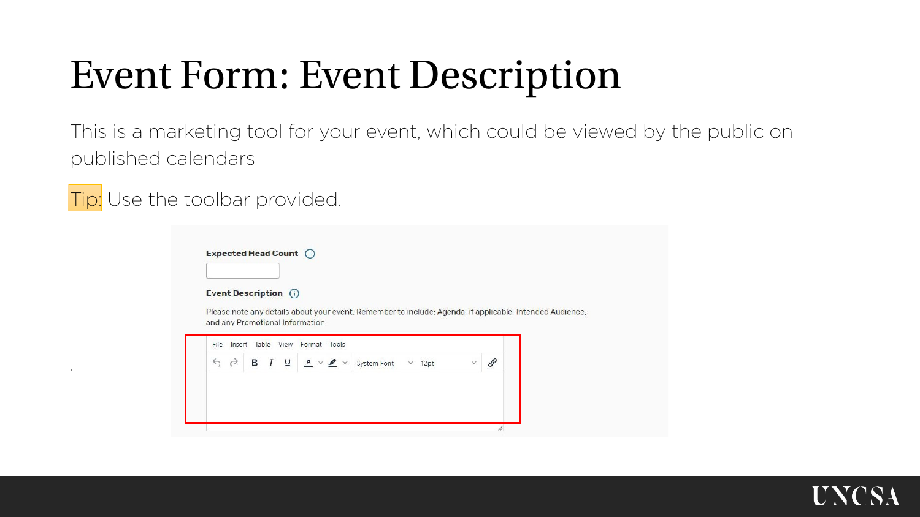# Event Form: Event Description

This is a marketing tool for your event, which could be viewed by the public on published calendars

Tip: Use the toolbar provided.

**Expected Head Count**

**Event Description**

Please note any details about your event. Remember to include: Agenda, if applicable, Intended Audience, and any Promotional Information

File Insert Table View Format Tools

System Font 12pt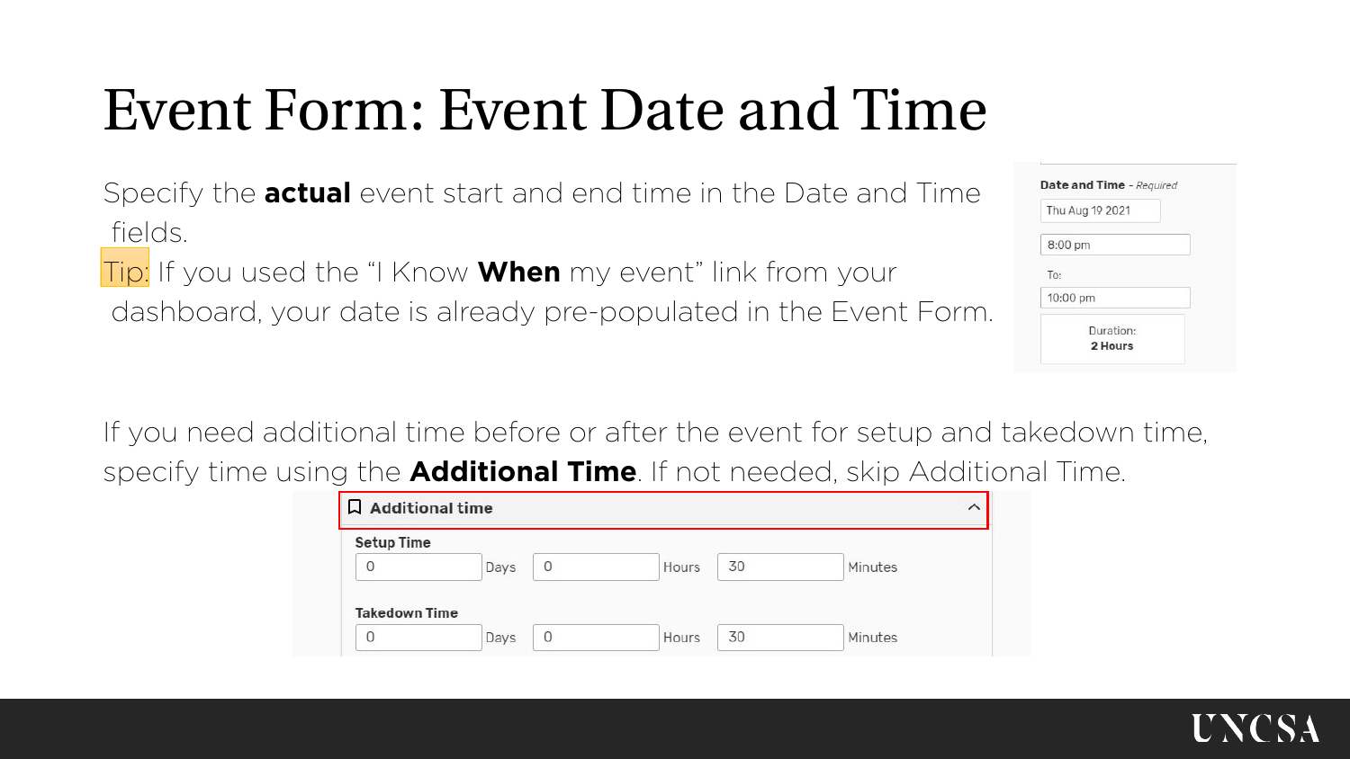# Event Form: Event Date and Time

Specify the **actual** event start and end time in the Date and Time fields.

Tip: If you used the "I Know **When** my event" link from your dashboard, your date is already pre-populated in the Event Form.

**Date and Time** - *Required*

Thu Aug 19 2021

8:00 pm

To:

10:00 pm

Duration:
**2 Hours**

If you need additional time before or after the event for setup and takedown time, specify time using the **Additional Time**. If not needed, skip Additional Time.

**Additional time**

**Setup Time**

| 0 | Days | 0 | Hours | 30 | Minutes |
|---|---|---|---|---|---|

**Takedown Time**

| 0 | Days | 0 | Hours | 30 | Minutes |
|---|---|---|---|---|---|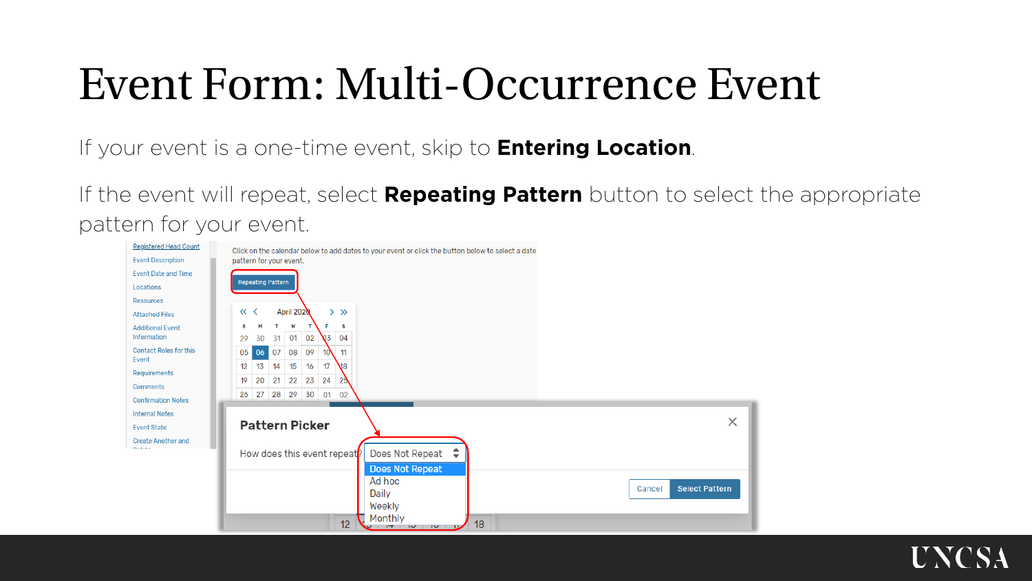# Event Form: Multi-Occurrence Event

If your event is a one-time event, skip to **Entering Location**.

If the event will repeat, select **Repeating Pattern** button to select the appropriate pattern for your event.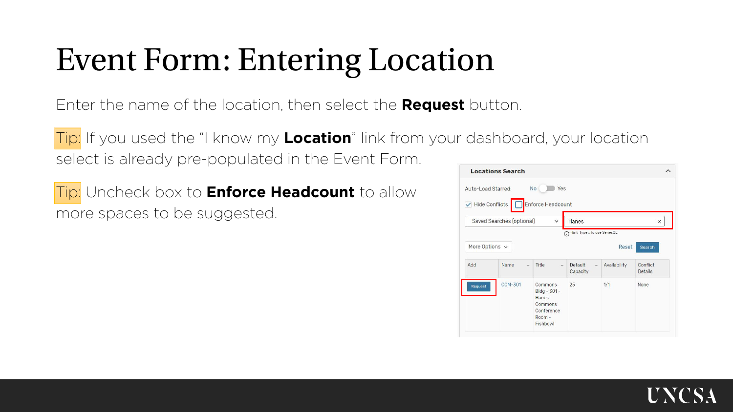# Event Form: Entering Location

Enter the name of the location, then select the **Request** button.

Tip: If you used the “I know my **Location**” link from your dashboard, your location select is already pre-populated in the Event Form.

Tip: Uncheck box to **Enforce Headcount** to allow more spaces to be suggested.

**Locations Search**

Auto-Load Starred: No Yes

Hide Conflicts  Enforce Headcount

Saved Searches (optional)  Hanes

Hint! Type :: to use SeriesQL

More Options  Reset  Search

| Add | Name | Title | Default Capacity | Availability | Conflict Details |
| --- | --- | --- | --- | --- | --- |
| Request | COM-301 | Commons Bldg - 301 - Hanes Commons Conference Room - Fishbowl | 25 | 1/1 | None |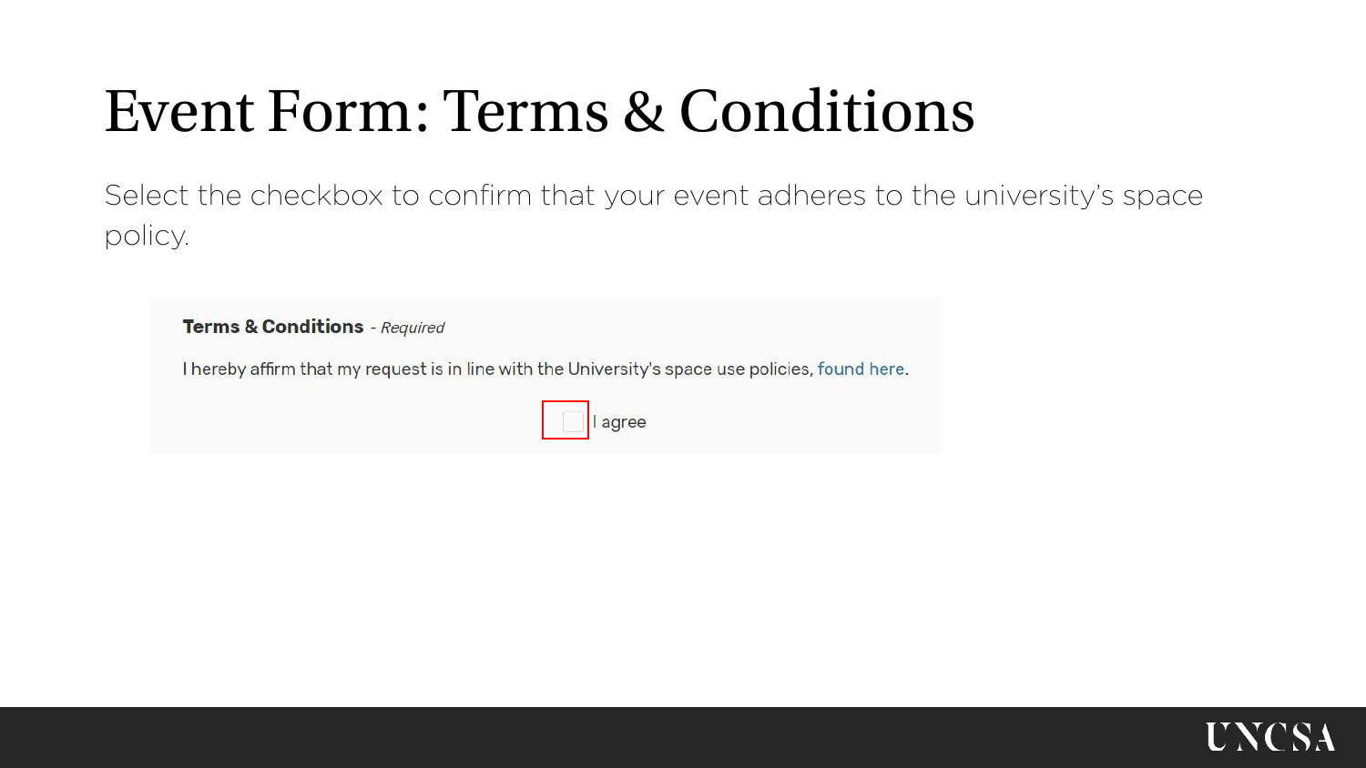# Event Form: Terms & Conditions

Select the checkbox to confirm that your event adheres to the university's space policy.

**Terms & Conditions** - *Required*

I hereby affirm that my request is in line with the University's space use policies, found here.

☐ I agree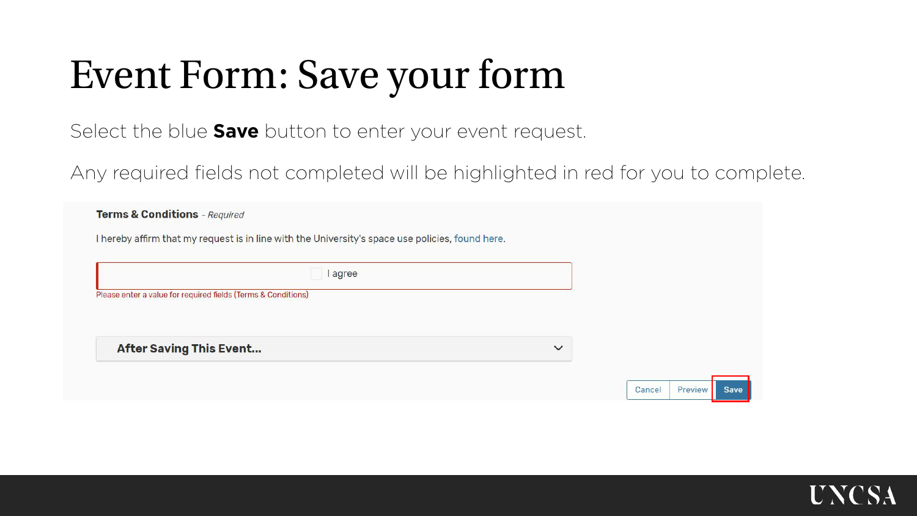# Event Form: Save your form

Select the blue **Save** button to enter your event request.

Any required fields not completed will be highlighted in red for you to complete.

**Terms & Conditions** - *Required*

I hereby affirm that my request is in line with the University's space use policies, found here.

I agree

Please enter a value for required fields (Terms & Conditions)

**After Saving This Event...**

Cancel | Preview | Save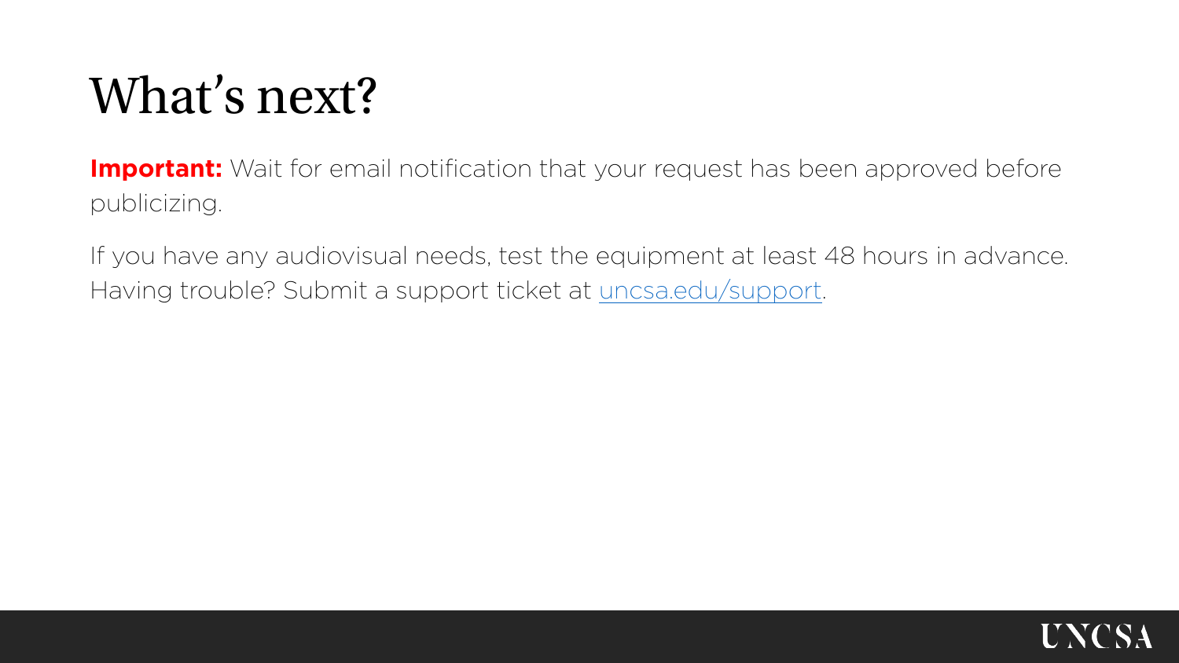# What's next?

**Important:** Wait for email notification that your request has been approved before publicizing.

If you have any audiovisual needs, test the equipment at least 48 hours in advance. Having trouble? Submit a support ticket at uncsa.edu/support.